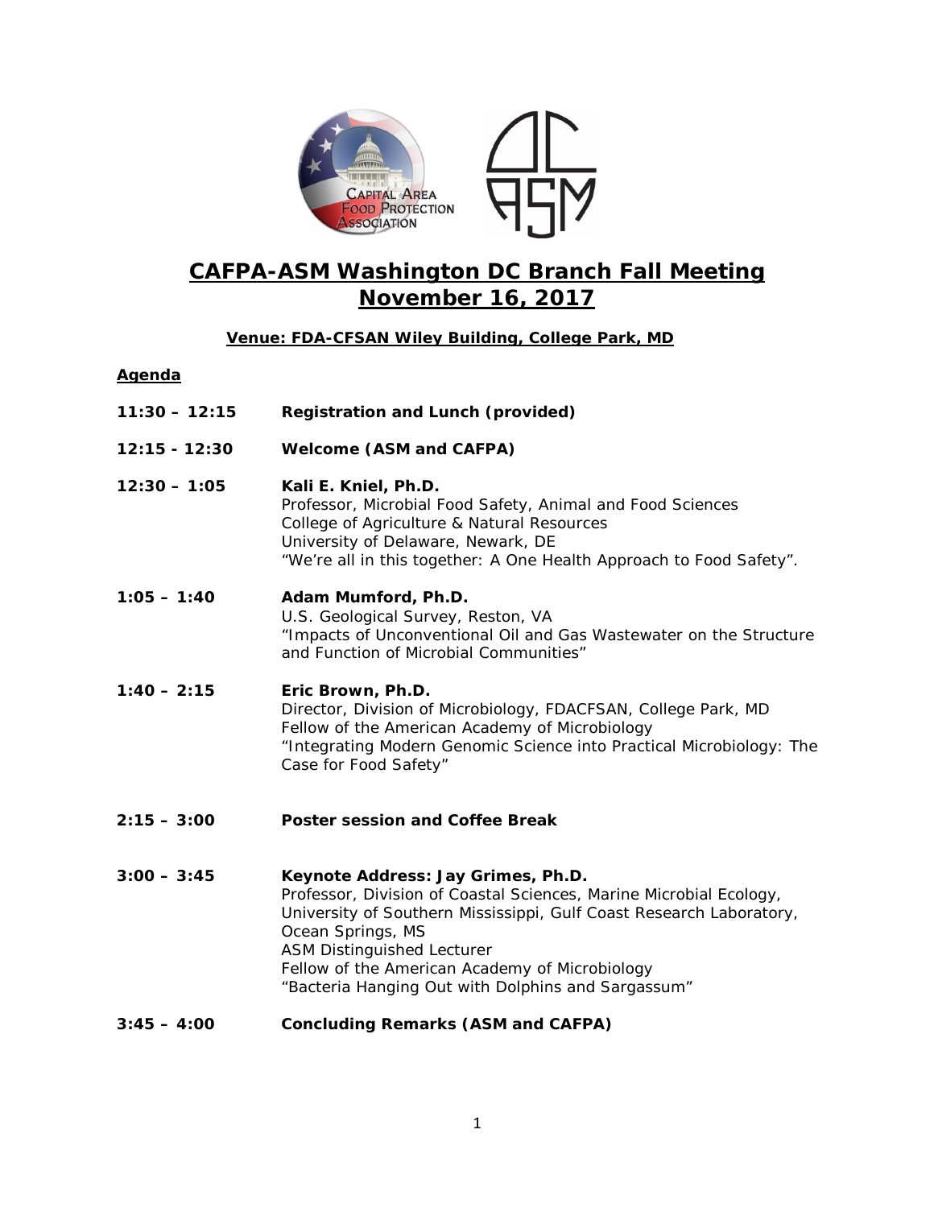# CAFPA-ASM Washington DC Branch Fall Meeting
# November 16, 2017

**Venue: FDA-CFSAN Wiley Building, College Park, MD**

**Agenda**

**11:30 – 12:15** **Registration and Lunch (provided)**

**12:15 - 12:30** **Welcome (ASM and CAFPA)**

**12:30 – 1:05** **Kali E. Kniel, Ph.D.**
Professor, Microbial Food Safety, Animal and Food Sciences
College of Agriculture & Natural Resources
University of Delaware, Newark, DE
"We're all in this together: A One Health Approach to Food Safety".

**1:05 – 1:40** **Adam Mumford, Ph.D.**
U.S. Geological Survey, Reston, VA
"Impacts of Unconventional Oil and Gas Wastewater on the Structure and Function of Microbial Communities"

**1:40 – 2:15** **Eric Brown, Ph.D.**
Director, Division of Microbiology, FDACFSAN, College Park, MD
Fellow of the American Academy of Microbiology
"Integrating Modern Genomic Science into Practical Microbiology: The Case for Food Safety"

**2:15 – 3:00** **Poster session and Coffee Break**

**3:00 – 3:45** **Keynote Address: Jay Grimes, Ph.D.**
Professor, Division of Coastal Sciences, Marine Microbial Ecology, University of Southern Mississippi, Gulf Coast Research Laboratory, Ocean Springs, MS
ASM Distinguished Lecturer
Fellow of the American Academy of Microbiology
"Bacteria Hanging Out with Dolphins and Sargassum"

**3:45 – 4:00** **Concluding Remarks (ASM and CAFPA)**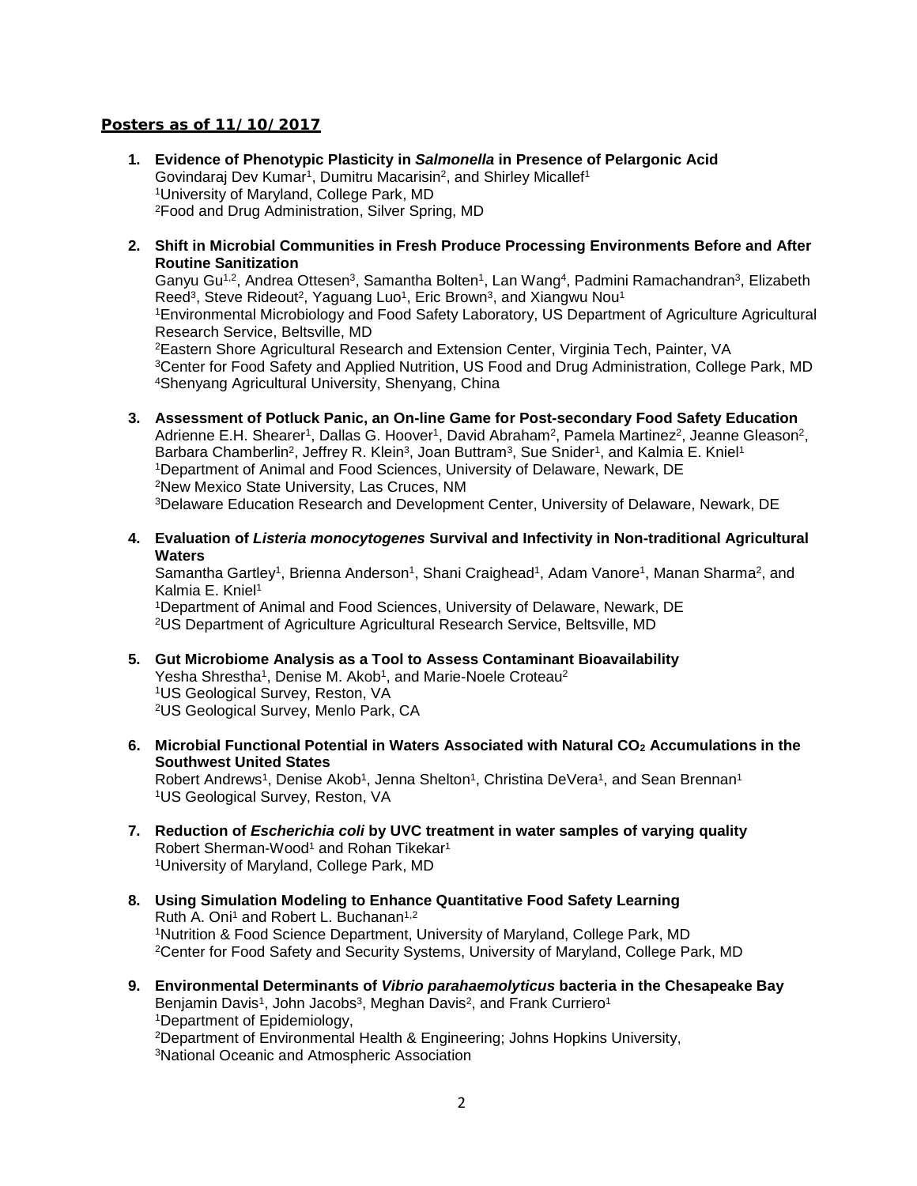**Posters as of 11/10/2017**

1. **Evidence of Phenotypic Plasticity in *Salmonella* in Presence of Pelargonic Acid**
   Govindaraj Dev Kumar[1], Dumitru Macarisin[2], and Shirley Micallef[1]
   [1]University of Maryland, College Park, MD
   [2]Food and Drug Administration, Silver Spring, MD

2. **Shift in Microbial Communities in Fresh Produce Processing Environments Before and After Routine Sanitization**
   Ganyu Gu[1,2], Andrea Ottesen[3], Samantha Bolten[1], Lan Wang[4], Padmini Ramachandran[3], Elizabeth Reed[3], Steve Rideout[2], Yaguang Luo[1], Eric Brown[3], and Xiangwu Nou[1]
   [1]Environmental Microbiology and Food Safety Laboratory, US Department of Agriculture Agricultural Research Service, Beltsville, MD
   [2]Eastern Shore Agricultural Research and Extension Center, Virginia Tech, Painter, VA
   [3]Center for Food Safety and Applied Nutrition, US Food and Drug Administration, College Park, MD
   [4]Shenyang Agricultural University, Shenyang, China

3. **Assessment of Potluck Panic, an On-line Game for Post-secondary Food Safety Education**
   Adrienne E.H. Shearer[1], Dallas G. Hoover[1], David Abraham[2], Pamela Martinez[2], Jeanne Gleason[2], Barbara Chamberlin[2], Jeffrey R. Klein[3], Joan Buttram[3], Sue Snider[1], and Kalmia E. Kniel[1]
   [1]Department of Animal and Food Sciences, University of Delaware, Newark, DE
   [2]New Mexico State University, Las Cruces, NM
   [3]Delaware Education Research and Development Center, University of Delaware, Newark, DE

4. **Evaluation of *Listeria monocytogenes* Survival and Infectivity in Non-traditional Agricultural Waters**
   Samantha Gartley[1], Brienna Anderson[1], Shani Craighead[1], Adam Vanore[1], Manan Sharma[2], and Kalmia E. Kniel[1]
   [1]Department of Animal and Food Sciences, University of Delaware, Newark, DE
   [2]US Department of Agriculture Agricultural Research Service, Beltsville, MD

5. **Gut Microbiome Analysis as a Tool to Assess Contaminant Bioavailability**
   Yesha Shrestha[1], Denise M. Akob[1], and Marie-Noele Croteau[2]
   [1]US Geological Survey, Reston, VA
   [2]US Geological Survey, Menlo Park, CA

6. **Microbial Functional Potential in Waters Associated with Natural $CO_2$ Accumulations in the Southwest United States**
   Robert Andrews[1], Denise Akob[1], Jenna Shelton[1], Christina DeVera[1], and Sean Brennan[1]
   [1]US Geological Survey, Reston, VA

7. **Reduction of *Escherichia coli* by UVC treatment in water samples of varying quality**
   Robert Sherman-Wood[1] and Rohan Tikekar[1]
   [1]University of Maryland, College Park, MD

8. **Using Simulation Modeling to Enhance Quantitative Food Safety Learning**
   Ruth A. Oni[1] and Robert L. Buchanan[1,2]
   [1]Nutrition & Food Science Department, University of Maryland, College Park, MD
   [2]Center for Food Safety and Security Systems, University of Maryland, College Park, MD

9. **Environmental Determinants of *Vibrio parahaemolyticus* bacteria in the Chesapeake Bay**
   Benjamin Davis[1], John Jacobs[3], Meghan Davis[2], and Frank Curriero[1]
   [1]Department of Epidemiology,
   [2]Department of Environmental Health & Engineering; Johns Hopkins University,
   [3]National Oceanic and Atmospheric Association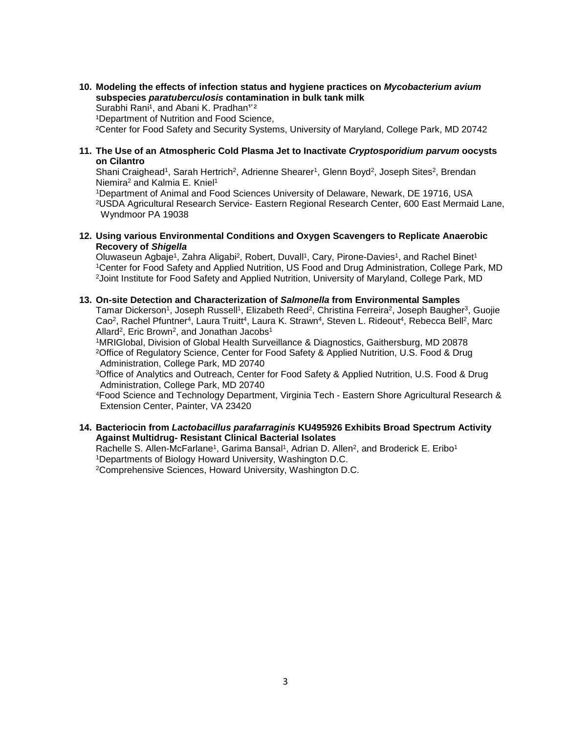**10. Modeling the effects of infection status and hygiene practices on *Mycobacterium avium* subspecies *paratuberculosis* contamination in bulk tank milk**

Surabhi Rani[1], and Abani K. Pradhan[1,2]

[1]Department of Nutrition and Food Science,

[2]Center for Food Safety and Security Systems, University of Maryland, College Park, MD 20742

**11. The Use of an Atmospheric Cold Plasma Jet to Inactivate *Cryptosporidium parvum* oocysts on Cilantro**

Shani Craighead[1], Sarah Hertrich[2], Adrienne Shearer[1], Glenn Boyd[2], Joseph Sites[2], Brendan Niemira[2] and Kalmia E. Kniel[1]

[1]Department of Animal and Food Sciences University of Delaware, Newark, DE 19716, USA

[2]USDA Agricultural Research Service- Eastern Regional Research Center, 600 East Mermaid Lane, Wyndmoor PA 19038

**12. Using various Environmental Conditions and Oxygen Scavengers to Replicate Anaerobic Recovery of *Shigella***

Oluwaseun Agbaje[1], Zahra Aligabi[2], Robert, Duvall[1], Cary, Pirone-Davies[1], and Rachel Binet[1]

[1]Center for Food Safety and Applied Nutrition, US Food and Drug Administration, College Park, MD

[2]Joint Institute for Food Safety and Applied Nutrition, University of Maryland, College Park, MD

**13. On-site Detection and Characterization of *Salmonella* from Environmental Samples**

Tamar Dickerson[1], Joseph Russell[1], Elizabeth Reed[2], Christina Ferreira[2], Joseph Baugher[3], Guojie Cao[2], Rachel Pfuntner[4], Laura Truitt[4], Laura K. Strawn[4], Steven L. Rideout[4], Rebecca Bell[2], Marc Allard[2], Eric Brown[2], and Jonathan Jacobs[1]

[1]MRIGlobal, Division of Global Health Surveillance & Diagnostics, Gaithersburg, MD 20878

[2]Office of Regulatory Science, Center for Food Safety & Applied Nutrition, U.S. Food & Drug Administration, College Park, MD 20740

[3]Office of Analytics and Outreach, Center for Food Safety & Applied Nutrition, U.S. Food & Drug Administration, College Park, MD 20740

[4]Food Science and Technology Department, Virginia Tech - Eastern Shore Agricultural Research & Extension Center, Painter, VA 23420

**14. Bacteriocin from *Lactobacillus parafarraginis* KU495926 Exhibits Broad Spectrum Activity Against Multidrug- Resistant Clinical Bacterial Isolates**

Rachelle S. Allen-McFarlane[1], Garima Bansal[1], Adrian D. Allen[2], and Broderick E. Eribo[1]

[1]Departments of Biology Howard University, Washington D.C.

[2]Comprehensive Sciences, Howard University, Washington D.C.